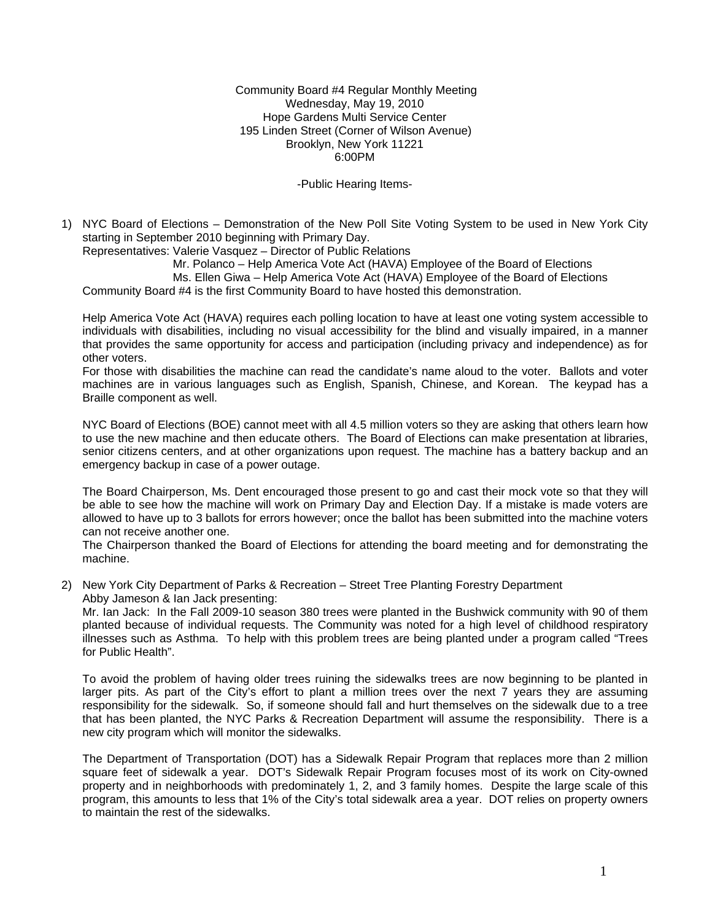Community Board #4 Regular Monthly Meeting
Wednesday, May 19, 2010
Hope Gardens Multi Service Center
195 Linden Street (Corner of Wilson Avenue)
Brooklyn, New York 11221
6:00PM

-Public Hearing Items-

1) NYC Board of Elections – Demonstration of the New Poll Site Voting System to be used in New York City starting in September 2010 beginning with Primary Day.
   Representatives: Valerie Vasquez – Director of Public Relations
   Mr. Polanco – Help America Vote Act (HAVA) Employee of the Board of Elections
   Ms. Ellen Giwa – Help America Vote Act (HAVA) Employee of the Board of Elections
   Community Board #4 is the first Community Board to have hosted this demonstration.

   Help America Vote Act (HAVA) requires each polling location to have at least one voting system accessible to individuals with disabilities, including no visual accessibility for the blind and visually impaired, in a manner that provides the same opportunity for access and participation (including privacy and independence) as for other voters.
   For those with disabilities the machine can read the candidate's name aloud to the voter. Ballots and voter machines are in various languages such as English, Spanish, Chinese, and Korean. The keypad has a Braille component as well.

   NYC Board of Elections (BOE) cannot meet with all 4.5 million voters so they are asking that others learn how to use the new machine and then educate others. The Board of Elections can make presentation at libraries, senior citizens centers, and at other organizations upon request. The machine has a battery backup and an emergency backup in case of a power outage.

   The Board Chairperson, Ms. Dent encouraged those present to go and cast their mock vote so that they will be able to see how the machine will work on Primary Day and Election Day. If a mistake is made voters are allowed to have up to 3 ballots for errors however; once the ballot has been submitted into the machine voters can not receive another one.
   The Chairperson thanked the Board of Elections for attending the board meeting and for demonstrating the machine.

2) New York City Department of Parks & Recreation – Street Tree Planting Forestry Department
   Abby Jameson & Ian Jack presenting:
   Mr. Ian Jack: In the Fall 2009-10 season 380 trees were planted in the Bushwick community with 90 of them planted because of individual requests. The Community was noted for a high level of childhood respiratory illnesses such as Asthma. To help with this problem trees are being planted under a program called "Trees for Public Health".

   To avoid the problem of having older trees ruining the sidewalks trees are now beginning to be planted in larger pits. As part of the City's effort to plant a million trees over the next 7 years they are assuming responsibility for the sidewalk. So, if someone should fall and hurt themselves on the sidewalk due to a tree that has been planted, the NYC Parks & Recreation Department will assume the responsibility. There is a new city program which will monitor the sidewalks.

   The Department of Transportation (DOT) has a Sidewalk Repair Program that replaces more than 2 million square feet of sidewalk a year. DOT's Sidewalk Repair Program focuses most of its work on City-owned property and in neighborhoods with predominately 1, 2, and 3 family homes. Despite the large scale of this program, this amounts to less that 1% of the City's total sidewalk area a year. DOT relies on property owners to maintain the rest of the sidewalks.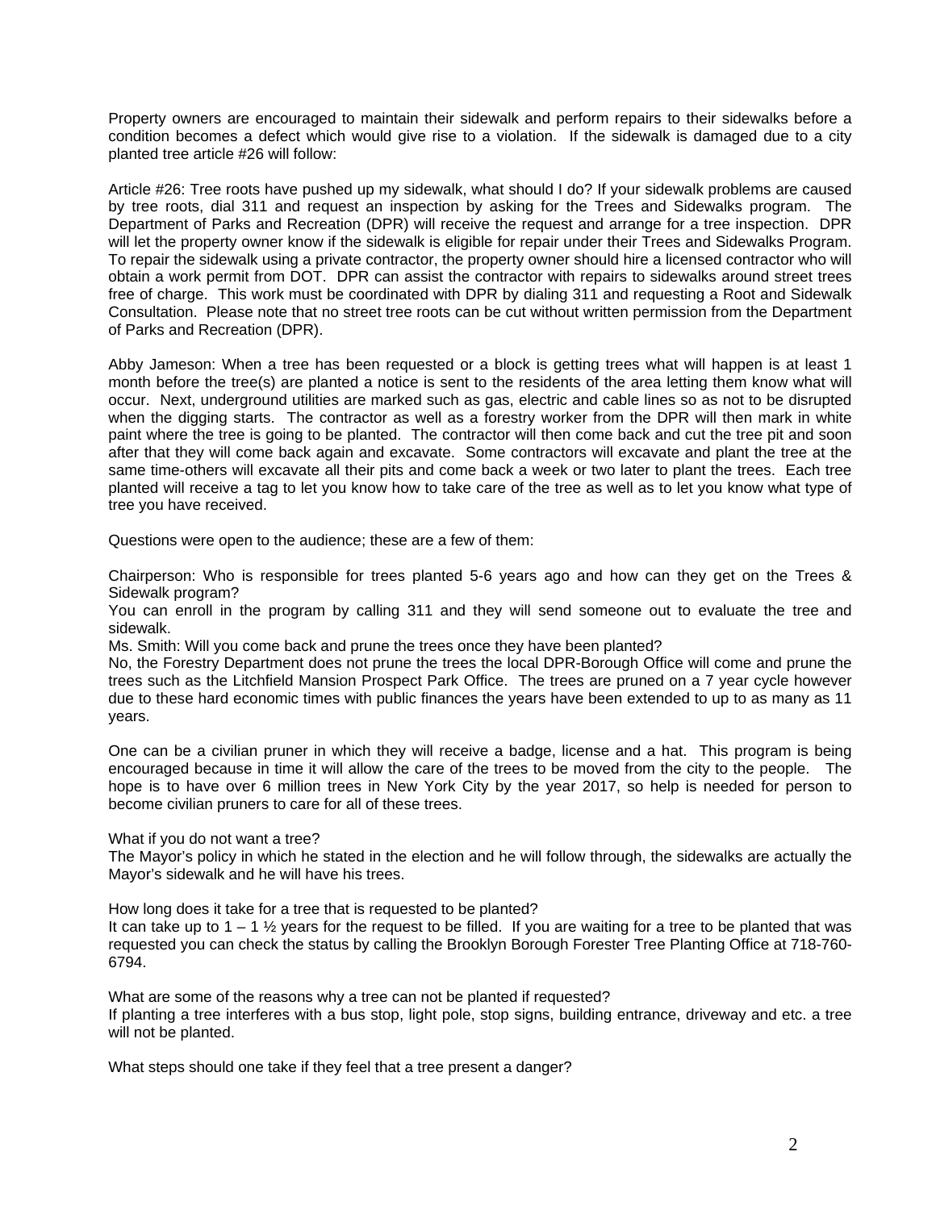Property owners are encouraged to maintain their sidewalk and perform repairs to their sidewalks before a condition becomes a defect which would give rise to a violation. If the sidewalk is damaged due to a city planted tree article #26 will follow:

Article #26: Tree roots have pushed up my sidewalk, what should I do? If your sidewalk problems are caused by tree roots, dial 311 and request an inspection by asking for the Trees and Sidewalks program. The Department of Parks and Recreation (DPR) will receive the request and arrange for a tree inspection. DPR will let the property owner know if the sidewalk is eligible for repair under their Trees and Sidewalks Program. To repair the sidewalk using a private contractor, the property owner should hire a licensed contractor who will obtain a work permit from DOT. DPR can assist the contractor with repairs to sidewalks around street trees free of charge. This work must be coordinated with DPR by dialing 311 and requesting a Root and Sidewalk Consultation. Please note that no street tree roots can be cut without written permission from the Department of Parks and Recreation (DPR).

Abby Jameson: When a tree has been requested or a block is getting trees what will happen is at least 1 month before the tree(s) are planted a notice is sent to the residents of the area letting them know what will occur. Next, underground utilities are marked such as gas, electric and cable lines so as not to be disrupted when the digging starts. The contractor as well as a forestry worker from the DPR will then mark in white paint where the tree is going to be planted. The contractor will then come back and cut the tree pit and soon after that they will come back again and excavate. Some contractors will excavate and plant the tree at the same time-others will excavate all their pits and come back a week or two later to plant the trees. Each tree planted will receive a tag to let you know how to take care of the tree as well as to let you know what type of tree you have received.

Questions were open to the audience; these are a few of them:

Chairperson: Who is responsible for trees planted 5-6 years ago and how can they get on the Trees & Sidewalk program?
You can enroll in the program by calling 311 and they will send someone out to evaluate the tree and sidewalk.
Ms. Smith: Will you come back and prune the trees once they have been planted?
No, the Forestry Department does not prune the trees the local DPR-Borough Office will come and prune the trees such as the Litchfield Mansion Prospect Park Office. The trees are pruned on a 7 year cycle however due to these hard economic times with public finances the years have been extended to up to as many as 11 years.

One can be a civilian pruner in which they will receive a badge, license and a hat. This program is being encouraged because in time it will allow the care of the trees to be moved from the city to the people. The hope is to have over 6 million trees in New York City by the year 2017, so help is needed for person to become civilian pruners to care for all of these trees.

What if you do not want a tree?
The Mayor's policy in which he stated in the election and he will follow through, the sidewalks are actually the Mayor's sidewalk and he will have his trees.

How long does it take for a tree that is requested to be planted?
It can take up to 1 – 1 ½ years for the request to be filled. If you are waiting for a tree to be planted that was requested you can check the status by calling the Brooklyn Borough Forester Tree Planting Office at 718-760-6794.

What are some of the reasons why a tree can not be planted if requested?
If planting a tree interferes with a bus stop, light pole, stop signs, building entrance, driveway and etc. a tree will not be planted.

What steps should one take if they feel that a tree present a danger?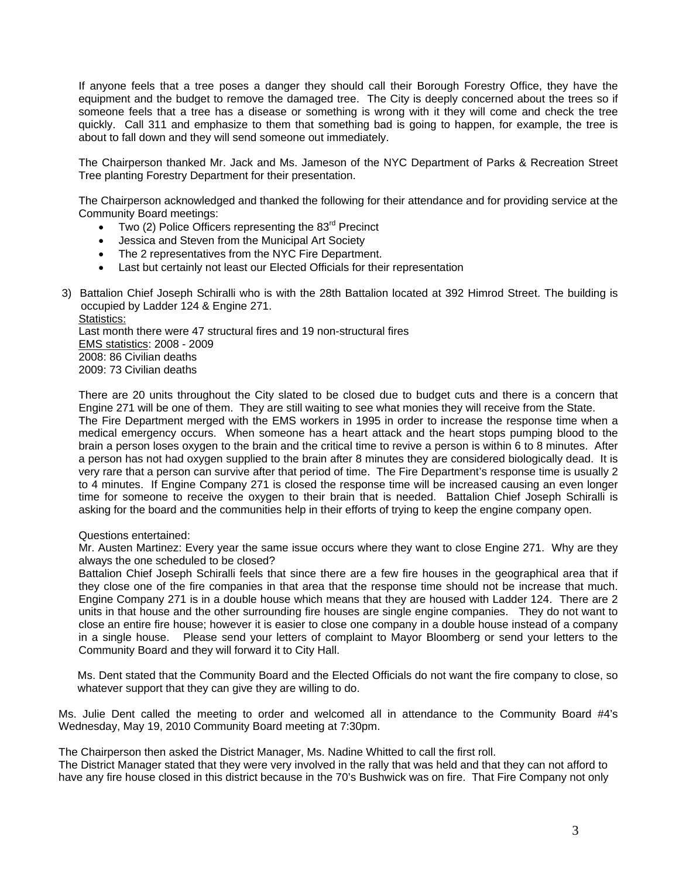If anyone feels that a tree poses a danger they should call their Borough Forestry Office, they have the equipment and the budget to remove the damaged tree. The City is deeply concerned about the trees so if someone feels that a tree has a disease or something is wrong with it they will come and check the tree quickly. Call 311 and emphasize to them that something bad is going to happen, for example, the tree is about to fall down and they will send someone out immediately.

The Chairperson thanked Mr. Jack and Ms. Jameson of the NYC Department of Parks & Recreation Street Tree planting Forestry Department for their presentation.

The Chairperson acknowledged and thanked the following for their attendance and for providing service at the Community Board meetings:

- Two (2) Police Officers representing the 83rd Precinct
- Jessica and Steven from the Municipal Art Society
- The 2 representatives from the NYC Fire Department.
- Last but certainly not least our Elected Officials for their representation

3) Battalion Chief Joseph Schiralli who is with the 28th Battalion located at 392 Himrod Street. The building is occupied by Ladder 124 & Engine 271.

Statistics:
Last month there were 47 structural fires and 19 non-structural fires
EMS statistics: 2008 - 2009
2008: 86 Civilian deaths
2009: 73 Civilian deaths

There are 20 units throughout the City slated to be closed due to budget cuts and there is a concern that Engine 271 will be one of them. They are still waiting to see what monies they will receive from the State.
The Fire Department merged with the EMS workers in 1995 in order to increase the response time when a medical emergency occurs. When someone has a heart attack and the heart stops pumping blood to the brain a person loses oxygen to the brain and the critical time to revive a person is within 6 to 8 minutes. After a person has not had oxygen supplied to the brain after 8 minutes they are considered biologically dead. It is very rare that a person can survive after that period of time. The Fire Department's response time is usually 2 to 4 minutes. If Engine Company 271 is closed the response time will be increased causing an even longer time for someone to receive the oxygen to their brain that is needed. Battalion Chief Joseph Schiralli is asking for the board and the communities help in their efforts of trying to keep the engine company open.

Questions entertained:
Mr. Austen Martinez: Every year the same issue occurs where they want to close Engine 271. Why are they always the one scheduled to be closed?
Battalion Chief Joseph Schiralli feels that since there are a few fire houses in the geographical area that if they close one of the fire companies in that area that the response time should not be increase that much. Engine Company 271 is in a double house which means that they are housed with Ladder 124. There are 2 units in that house and the other surrounding fire houses are single engine companies. They do not want to close an entire fire house; however it is easier to close one company in a double house instead of a company in a single house. Please send your letters of complaint to Mayor Bloomberg or send your letters to the Community Board and they will forward it to City Hall.

Ms. Dent stated that the Community Board and the Elected Officials do not want the fire company to close, so whatever support that they can give they are willing to do.

Ms. Julie Dent called the meeting to order and welcomed all in attendance to the Community Board #4's Wednesday, May 19, 2010 Community Board meeting at 7:30pm.

The Chairperson then asked the District Manager, Ms. Nadine Whitted to call the first roll.
The District Manager stated that they were very involved in the rally that was held and that they can not afford to have any fire house closed in this district because in the 70's Bushwick was on fire. That Fire Company not only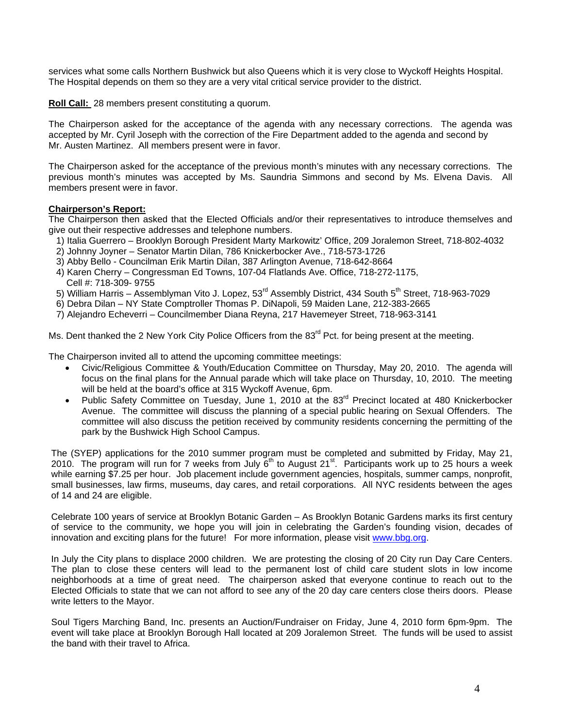services what some calls Northern Bushwick but also Queens which it is very close to Wyckoff Heights Hospital. The Hospital depends on them so they are a very vital critical service provider to the district.

**Roll Call:** 28 members present constituting a quorum.

The Chairperson asked for the acceptance of the agenda with any necessary corrections. The agenda was accepted by Mr. Cyril Joseph with the correction of the Fire Department added to the agenda and second by Mr. Austen Martinez. All members present were in favor.

The Chairperson asked for the acceptance of the previous month's minutes with any necessary corrections. The previous month's minutes was accepted by Ms. Saundria Simmons and second by Ms. Elvena Davis. All members present were in favor.

**Chairperson's Report:**

The Chairperson then asked that the Elected Officials and/or their representatives to introduce themselves and give out their respective addresses and telephone numbers.

1) Italia Guerrero – Brooklyn Borough President Marty Markowitz' Office, 209 Joralemon Street, 718-802-4032
2) Johnny Joyner – Senator Martin Dilan, 786 Knickerbocker Ave., 718-573-1726
3) Abby Bello - Councilman Erik Martin Dilan, 387 Arlington Avenue, 718-642-8664
4) Karen Cherry – Congressman Ed Towns, 107-04 Flatlands Ave. Office, 718-272-1175, Cell #: 718-309- 9755
5) William Harris – Assemblyman Vito J. Lopez, 53rd Assembly District, 434 South 5th Street, 718-963-7029
6) Debra Dilan – NY State Comptroller Thomas P. DiNapoli, 59 Maiden Lane, 212-383-2665
7) Alejandro Echeverri – Councilmember Diana Reyna, 217 Havemeyer Street, 718-963-3141

Ms. Dent thanked the 2 New York City Police Officers from the 83rd Pct. for being present at the meeting.

The Chairperson invited all to attend the upcoming committee meetings:

- Civic/Religious Committee & Youth/Education Committee on Thursday, May 20, 2010. The agenda will focus on the final plans for the Annual parade which will take place on Thursday, 10, 2010. The meeting will be held at the board's office at 315 Wyckoff Avenue, 6pm.
- Public Safety Committee on Tuesday, June 1, 2010 at the 83rd Precinct located at 480 Knickerbocker Avenue. The committee will discuss the planning of a special public hearing on Sexual Offenders. The committee will also discuss the petition received by community residents concerning the permitting of the park by the Bushwick High School Campus.

The (SYEP) applications for the 2010 summer program must be completed and submitted by Friday, May 21, 2010. The program will run for 7 weeks from July 6th to August 21st. Participants work up to 25 hours a week while earning $7.25 per hour. Job placement include government agencies, hospitals, summer camps, nonprofit, small businesses, law firms, museums, day cares, and retail corporations. All NYC residents between the ages of 14 and 24 are eligible.

Celebrate 100 years of service at Brooklyn Botanic Garden – As Brooklyn Botanic Gardens marks its first century of service to the community, we hope you will join in celebrating the Garden's founding vision, decades of innovation and exciting plans for the future! For more information, please visit www.bbg.org.

In July the City plans to displace 2000 children. We are protesting the closing of 20 City run Day Care Centers. The plan to close these centers will lead to the permanent lost of child care student slots in low income neighborhoods at a time of great need. The chairperson asked that everyone continue to reach out to the Elected Officials to state that we can not afford to see any of the 20 day care centers close theirs doors. Please write letters to the Mayor.

Soul Tigers Marching Band, Inc. presents an Auction/Fundraiser on Friday, June 4, 2010 form 6pm-9pm. The event will take place at Brooklyn Borough Hall located at 209 Joralemon Street. The funds will be used to assist the band with their travel to Africa.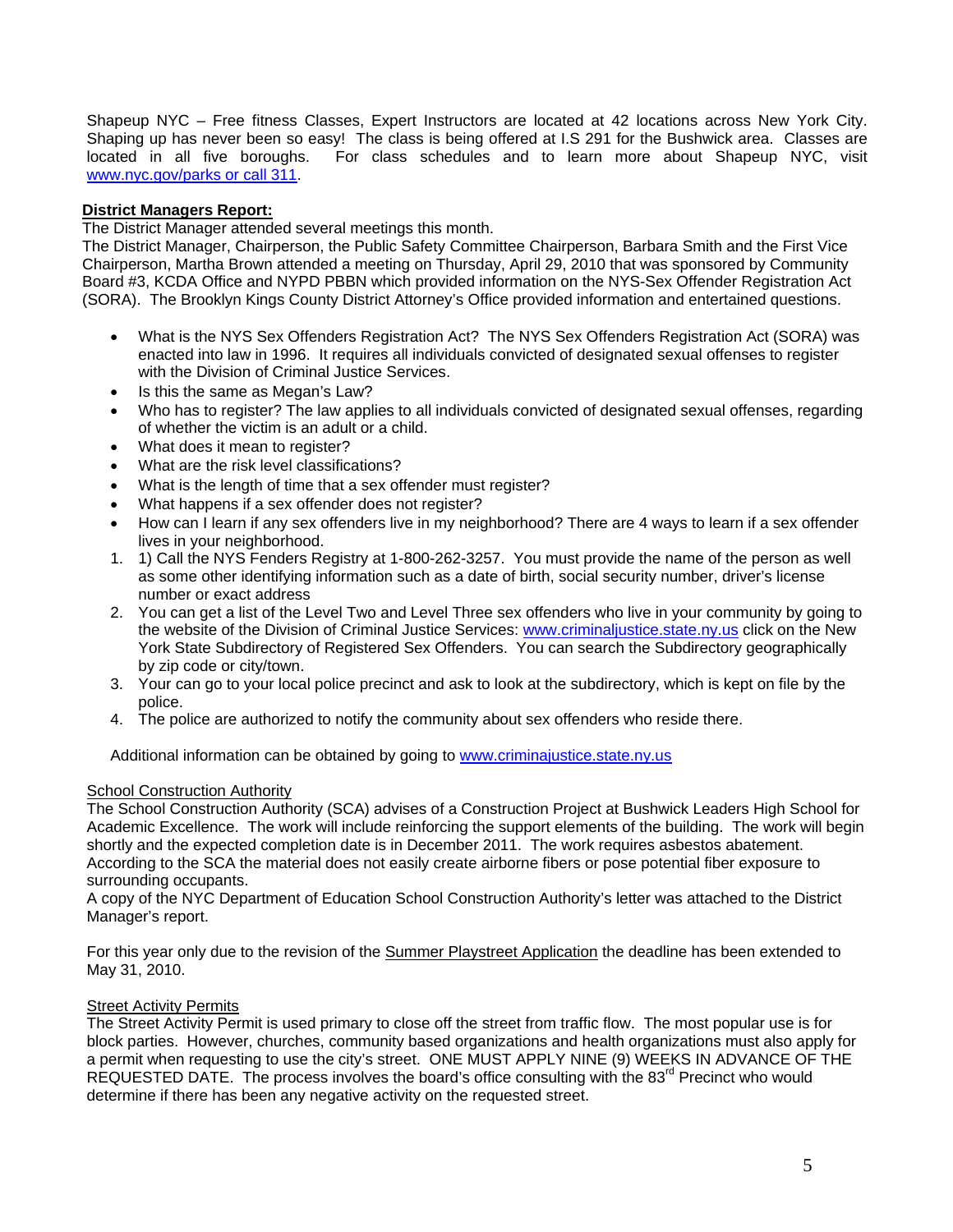Shapeup NYC – Free fitness Classes, Expert Instructors are located at 42 locations across New York City. Shaping up has never been so easy! The class is being offered at I.S 291 for the Bushwick area. Classes are located in all five boroughs. For class schedules and to learn more about Shapeup NYC, visit www.nyc.gov/parks or call 311.

**District Managers Report:**

The District Manager attended several meetings this month.

The District Manager, Chairperson, the Public Safety Committee Chairperson, Barbara Smith and the First Vice Chairperson, Martha Brown attended a meeting on Thursday, April 29, 2010 that was sponsored by Community Board #3, KCDA Office and NYPD PBBN which provided information on the NYS-Sex Offender Registration Act (SORA). The Brooklyn Kings County District Attorney's Office provided information and entertained questions.

- What is the NYS Sex Offenders Registration Act? The NYS Sex Offenders Registration Act (SORA) was enacted into law in 1996. It requires all individuals convicted of designated sexual offenses to register with the Division of Criminal Justice Services.
- Is this the same as Megan's Law?
- Who has to register? The law applies to all individuals convicted of designated sexual offenses, regarding of whether the victim is an adult or a child.
- What does it mean to register?
- What are the risk level classifications?
- What is the length of time that a sex offender must register?
- What happens if a sex offender does not register?
- How can I learn if any sex offenders live in my neighborhood? There are 4 ways to learn if a sex offender lives in your neighborhood.

1. 1) Call the NYS Fenders Registry at 1-800-262-3257. You must provide the name of the person as well as some other identifying information such as a date of birth, social security number, driver's license number or exact address
2. You can get a list of the Level Two and Level Three sex offenders who live in your community by going to the website of the Division of Criminal Justice Services: www.criminaljustice.state.ny.us click on the New York State Subdirectory of Registered Sex Offenders. You can search the Subdirectory geographically by zip code or city/town.
3. Your can go to your local police precinct and ask to look at the subdirectory, which is kept on file by the police.
4. The police are authorized to notify the community about sex offenders who reside there.

Additional information can be obtained by going to www.criminajustice.state.ny.us

School Construction Authority

The School Construction Authority (SCA) advises of a Construction Project at Bushwick Leaders High School for Academic Excellence. The work will include reinforcing the support elements of the building. The work will begin shortly and the expected completion date is in December 2011. The work requires asbestos abatement. According to the SCA the material does not easily create airborne fibers or pose potential fiber exposure to surrounding occupants.

A copy of the NYC Department of Education School Construction Authority's letter was attached to the District Manager's report.

For this year only due to the revision of the Summer Playstreet Application the deadline has been extended to May 31, 2010.

Street Activity Permits

The Street Activity Permit is used primary to close off the street from traffic flow. The most popular use is for block parties. However, churches, community based organizations and health organizations must also apply for a permit when requesting to use the city's street. ONE MUST APPLY NINE (9) WEEKS IN ADVANCE OF THE REQUESTED DATE. The process involves the board's office consulting with the 83rd Precinct who would determine if there has been any negative activity on the requested street.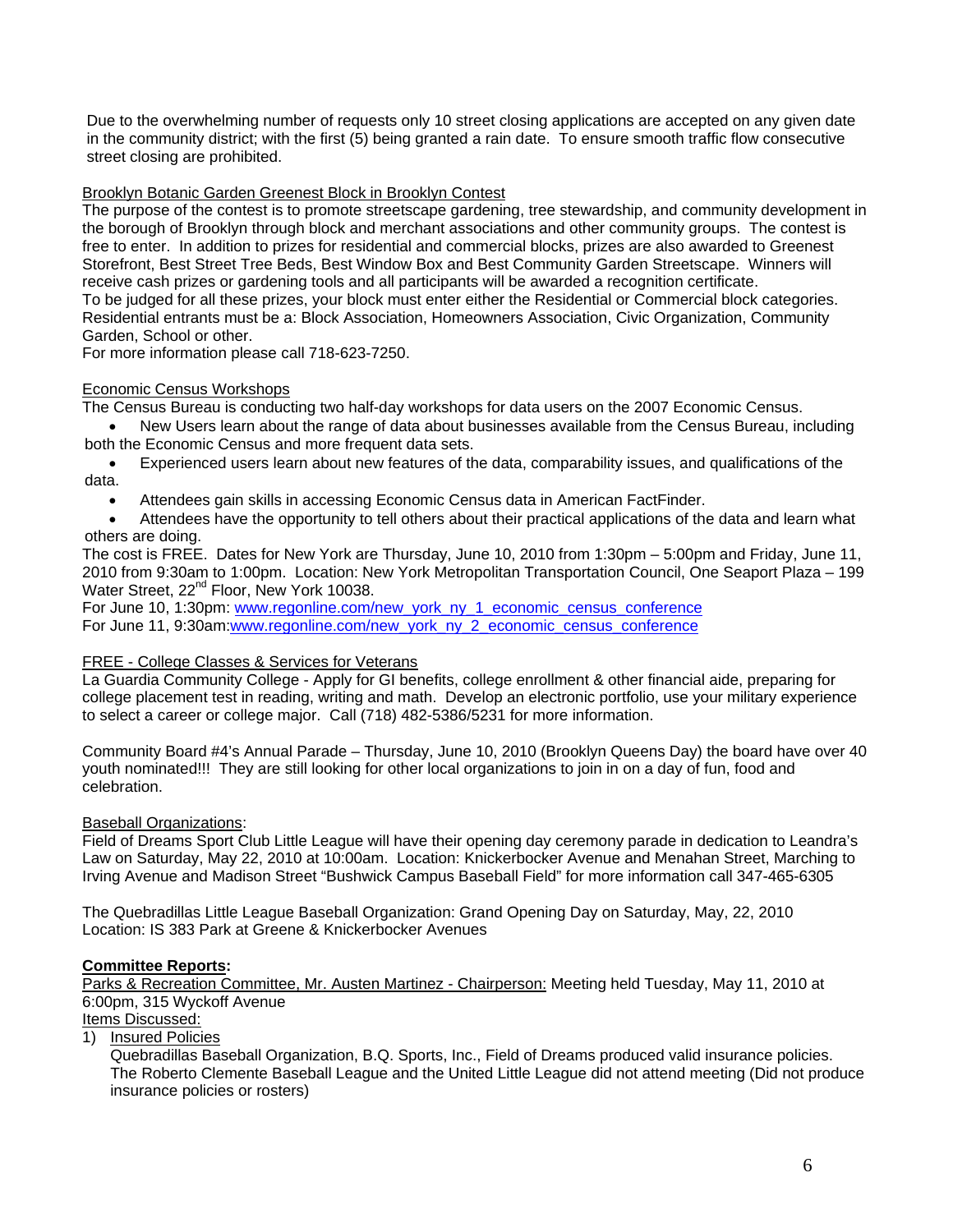Due to the overwhelming number of requests only 10 street closing applications are accepted on any given date in the community district; with the first (5) being granted a rain date. To ensure smooth traffic flow consecutive street closing are prohibited.

Brooklyn Botanic Garden Greenest Block in Brooklyn Contest

The purpose of the contest is to promote streetscape gardening, tree stewardship, and community development in the borough of Brooklyn through block and merchant associations and other community groups. The contest is free to enter. In addition to prizes for residential and commercial blocks, prizes are also awarded to Greenest Storefront, Best Street Tree Beds, Best Window Box and Best Community Garden Streetscape. Winners will receive cash prizes or gardening tools and all participants will be awarded a recognition certificate.
To be judged for all these prizes, your block must enter either the Residential or Commercial block categories. Residential entrants must be a: Block Association, Homeowners Association, Civic Organization, Community Garden, School or other.
For more information please call 718-623-7250.

Economic Census Workshops

The Census Bureau is conducting two half-day workshops for data users on the 2007 Economic Census.

- New Users learn about the range of data about businesses available from the Census Bureau, including both the Economic Census and more frequent data sets.
- Experienced users learn about new features of the data, comparability issues, and qualifications of the data.
- Attendees gain skills in accessing Economic Census data in American FactFinder.
- Attendees have the opportunity to tell others about their practical applications of the data and learn what others are doing.

The cost is FREE. Dates for New York are Thursday, June 10, 2010 from 1:30pm – 5:00pm and Friday, June 11, 2010 from 9:30am to 1:00pm. Location: New York Metropolitan Transportation Council, One Seaport Plaza – 199 Water Street, 22nd Floor, New York 10038.
For June 10, 1:30pm: www.regonline.com/new_york_ny_1_economic_census_conference
For June 11, 9:30am: www.regonline.com/new_york_ny_2_economic_census_conference

FREE - College Classes & Services for Veterans

La Guardia Community College - Apply for GI benefits, college enrollment & other financial aide, preparing for college placement test in reading, writing and math. Develop an electronic portfolio, use your military experience to select a career or college major. Call (718) 482-5386/5231 for more information.

Community Board #4's Annual Parade – Thursday, June 10, 2010 (Brooklyn Queens Day) the board have over 40 youth nominated!!! They are still looking for other local organizations to join in on a day of fun, food and celebration.

Baseball Organizations:

Field of Dreams Sport Club Little League will have their opening day ceremony parade in dedication to Leandra's Law on Saturday, May 22, 2010 at 10:00am. Location: Knickerbocker Avenue and Menahan Street, Marching to Irving Avenue and Madison Street "Bushwick Campus Baseball Field" for more information call 347-465-6305

The Quebradillas Little League Baseball Organization: Grand Opening Day on Saturday, May, 22, 2010
Location: IS 383 Park at Greene & Knickerbocker Avenues

**Committee Reports:**

Parks & Recreation Committee, Mr. Austen Martinez - Chairperson: Meeting held Tuesday, May 11, 2010 at 6:00pm, 315 Wyckoff Avenue

Items Discussed:

1) Insured Policies

   Quebradillas Baseball Organization, B.Q. Sports, Inc., Field of Dreams produced valid insurance policies. The Roberto Clemente Baseball League and the United Little League did not attend meeting (Did not produce insurance policies or rosters)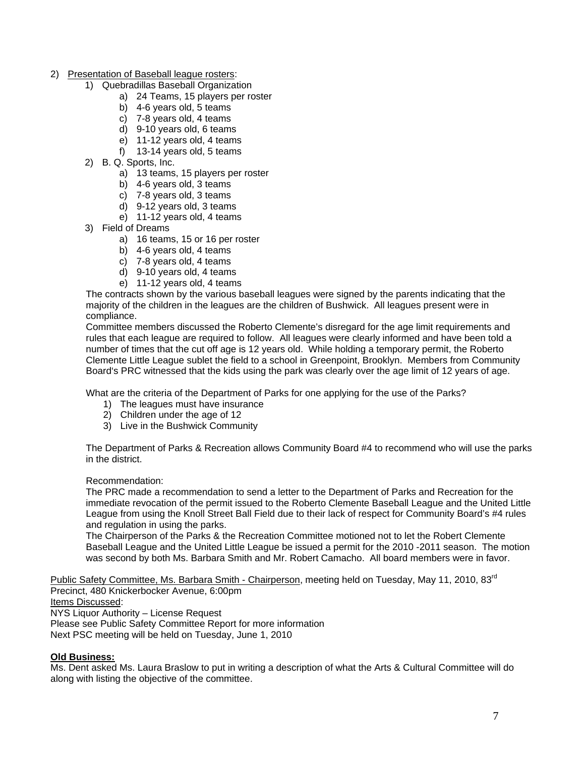2) <u>Presentation of Baseball league rosters</u>:

1) Quebradillas Baseball Organization
    a) 24 Teams, 15 players per roster
    b) 4-6 years old, 5 teams
    c) 7-8 years old, 4 teams
    d) 9-10 years old, 6 teams
    e) 11-12 years old, 4 teams
    f) 13-14 years old, 5 teams
2) B. Q. Sports, Inc.
    a) 13 teams, 15 players per roster
    b) 4-6 years old, 3 teams
    c) 7-8 years old, 3 teams
    d) 9-12 years old, 3 teams
    e) 11-12 years old, 4 teams
3) Field of Dreams
    a) 16 teams, 15 or 16 per roster
    b) 4-6 years old, 4 teams
    c) 7-8 years old, 4 teams
    d) 9-10 years old, 4 teams
    e) 11-12 years old, 4 teams

The contracts shown by the various baseball leagues were signed by the parents indicating that the majority of the children in the leagues are the children of Bushwick. All leagues present were in compliance.

Committee members discussed the Roberto Clemente's disregard for the age limit requirements and rules that each league are required to follow. All leagues were clearly informed and have been told a number of times that the cut off age is 12 years old. While holding a temporary permit, the Roberto Clemente Little League sublet the field to a school in Greenpoint, Brooklyn. Members from Community Board's PRC witnessed that the kids using the park was clearly over the age limit of 12 years of age.

What are the criteria of the Department of Parks for one applying for the use of the Parks?

1) The leagues must have insurance
2) Children under the age of 12
3) Live in the Bushwick Community

The Department of Parks & Recreation allows Community Board #4 to recommend who will use the parks in the district.

Recommendation:

The PRC made a recommendation to send a letter to the Department of Parks and Recreation for the immediate revocation of the permit issued to the Roberto Clemente Baseball League and the United Little League from using the Knoll Street Ball Field due to their lack of respect for Community Board's #4 rules and regulation in using the parks.

The Chairperson of the Parks & the Recreation Committee motioned not to let the Robert Clemente Baseball League and the United Little League be issued a permit for the 2010 -2011 season. The motion was second by both Ms. Barbara Smith and Mr. Robert Camacho. All board members were in favor.

<u>Public Safety Committee, Ms. Barbara Smith - Chairperson</u>, meeting held on Tuesday, May 11, 2010, 83rd Precinct, 480 Knickerbocker Avenue, 6:00pm
<u>Items Discussed</u>:
NYS Liquor Authority – License Request
Please see Public Safety Committee Report for more information
Next PSC meeting will be held on Tuesday, June 1, 2010

**<u>Old Business:</u>**

Ms. Dent asked Ms. Laura Braslow to put in writing a description of what the Arts & Cultural Committee will do along with listing the objective of the committee.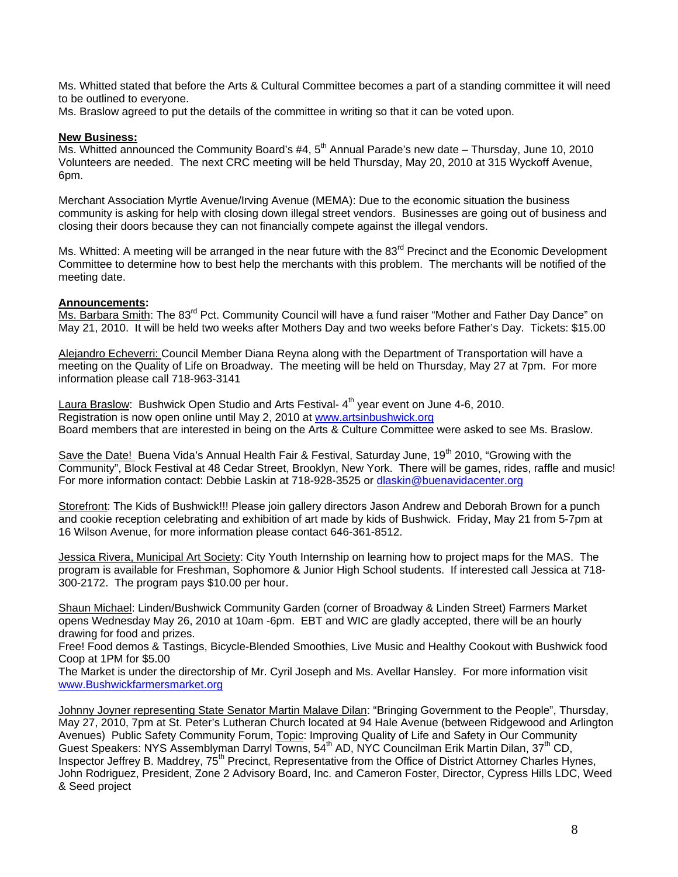Ms. Whitted stated that before the Arts & Cultural Committee becomes a part of a standing committee it will need to be outlined to everyone.
Ms. Braslow agreed to put the details of the committee in writing so that it can be voted upon.

**New Business:**
Ms. Whitted announced the Community Board's #4, 5th Annual Parade's new date – Thursday, June 10, 2010 Volunteers are needed. The next CRC meeting will be held Thursday, May 20, 2010 at 315 Wyckoff Avenue, 6pm.

Merchant Association Myrtle Avenue/Irving Avenue (MEMA): Due to the economic situation the business community is asking for help with closing down illegal street vendors. Businesses are going out of business and closing their doors because they can not financially compete against the illegal vendors.

Ms. Whitted: A meeting will be arranged in the near future with the 83rd Precinct and the Economic Development Committee to determine how to best help the merchants with this problem. The merchants will be notified of the meeting date.

**Announcements:**
Ms. Barbara Smith: The 83rd Pct. Community Council will have a fund raiser "Mother and Father Day Dance" on May 21, 2010. It will be held two weeks after Mothers Day and two weeks before Father's Day. Tickets: $15.00

Alejandro Echeverri: Council Member Diana Reyna along with the Department of Transportation will have a meeting on the Quality of Life on Broadway. The meeting will be held on Thursday, May 27 at 7pm. For more information please call 718-963-3141

Laura Braslow: Bushwick Open Studio and Arts Festival- 4th year event on June 4-6, 2010.
Registration is now open online until May 2, 2010 at www.artsinbushwick.org
Board members that are interested in being on the Arts & Culture Committee were asked to see Ms. Braslow.

Save the Date! Buena Vida's Annual Health Fair & Festival, Saturday June, 19th 2010, "Growing with the Community", Block Festival at 48 Cedar Street, Brooklyn, New York. There will be games, rides, raffle and music! For more information contact: Debbie Laskin at 718-928-3525 or dlaskin@buenavidacenter.org

Storefront: The Kids of Bushwick!!! Please join gallery directors Jason Andrew and Deborah Brown for a punch and cookie reception celebrating and exhibition of art made by kids of Bushwick. Friday, May 21 from 5-7pm at 16 Wilson Avenue, for more information please contact 646-361-8512.

Jessica Rivera, Municipal Art Society: City Youth Internship on learning how to project maps for the MAS. The program is available for Freshman, Sophomore & Junior High School students. If interested call Jessica at 718-300-2172. The program pays $10.00 per hour.

Shaun Michael: Linden/Bushwick Community Garden (corner of Broadway & Linden Street) Farmers Market opens Wednesday May 26, 2010 at 10am -6pm. EBT and WIC are gladly accepted, there will be an hourly drawing for food and prizes.
Free! Food demos & Tastings, Bicycle-Blended Smoothies, Live Music and Healthy Cookout with Bushwick food Coop at 1PM for $5.00
The Market is under the directorship of Mr. Cyril Joseph and Ms. Avellar Hansley. For more information visit www.Bushwickfarmersmarket.org

Johnny Joyner representing State Senator Martin Malave Dilan: "Bringing Government to the People", Thursday, May 27, 2010, 7pm at St. Peter's Lutheran Church located at 94 Hale Avenue (between Ridgewood and Arlington Avenues) Public Safety Community Forum, Topic: Improving Quality of Life and Safety in Our Community Guest Speakers: NYS Assemblyman Darryl Towns, 54th AD, NYC Councilman Erik Martin Dilan, 37th CD, Inspector Jeffrey B. Maddrey, 75th Precinct, Representative from the Office of District Attorney Charles Hynes, John Rodriguez, President, Zone 2 Advisory Board, Inc. and Cameron Foster, Director, Cypress Hills LDC, Weed & Seed project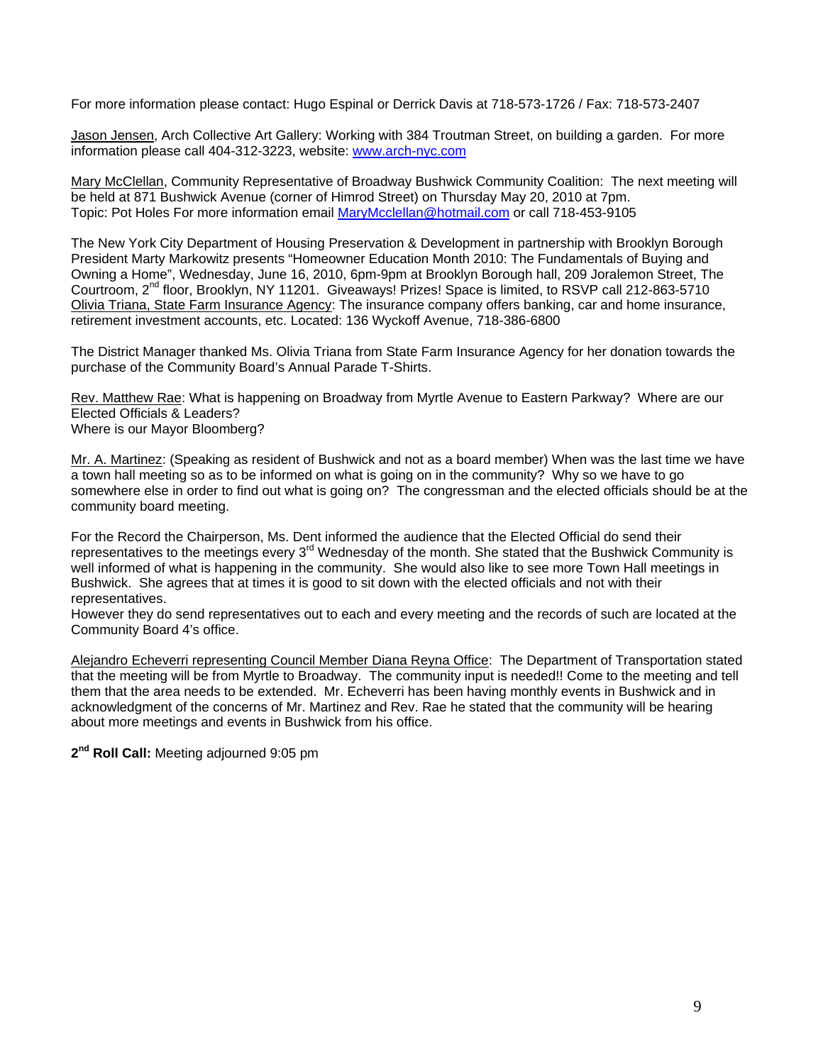For more information please contact: Hugo Espinal or Derrick Davis at 718-573-1726 / Fax: 718-573-2407

Jason Jensen, Arch Collective Art Gallery: Working with 384 Troutman Street, on building a garden. For more information please call 404-312-3223, website: www.arch-nyc.com

Mary McClellan, Community Representative of Broadway Bushwick Community Coalition: The next meeting will be held at 871 Bushwick Avenue (corner of Himrod Street) on Thursday May 20, 2010 at 7pm.
Topic: Pot Holes For more information email MaryMcclellan@hotmail.com or call 718-453-9105

The New York City Department of Housing Preservation & Development in partnership with Brooklyn Borough President Marty Markowitz presents "Homeowner Education Month 2010: The Fundamentals of Buying and Owning a Home", Wednesday, June 16, 2010, 6pm-9pm at Brooklyn Borough hall, 209 Joralemon Street, The Courtroom, 2nd floor, Brooklyn, NY 11201. Giveaways! Prizes! Space is limited, to RSVP call 212-863-5710
Olivia Triana, State Farm Insurance Agency: The insurance company offers banking, car and home insurance, retirement investment accounts, etc. Located: 136 Wyckoff Avenue, 718-386-6800

The District Manager thanked Ms. Olivia Triana from State Farm Insurance Agency for her donation towards the purchase of the Community Board's Annual Parade T-Shirts.

Rev. Matthew Rae: What is happening on Broadway from Myrtle Avenue to Eastern Parkway? Where are our Elected Officials & Leaders?
Where is our Mayor Bloomberg?

Mr. A. Martinez: (Speaking as resident of Bushwick and not as a board member) When was the last time we have a town hall meeting so as to be informed on what is going on in the community? Why so we have to go somewhere else in order to find out what is going on? The congressman and the elected officials should be at the community board meeting.

For the Record the Chairperson, Ms. Dent informed the audience that the Elected Official do send their representatives to the meetings every 3rd Wednesday of the month. She stated that the Bushwick Community is well informed of what is happening in the community. She would also like to see more Town Hall meetings in Bushwick. She agrees that at times it is good to sit down with the elected officials and not with their representatives.
However they do send representatives out to each and every meeting and the records of such are located at the Community Board 4's office.

Alejandro Echeverri representing Council Member Diana Reyna Office: The Department of Transportation stated that the meeting will be from Myrtle to Broadway. The community input is needed!! Come to the meeting and tell them that the area needs to be extended. Mr. Echeverri has been having monthly events in Bushwick and in acknowledgment of the concerns of Mr. Martinez and Rev. Rae he stated that the community will be hearing about more meetings and events in Bushwick from his office.

**2nd Roll Call:** Meeting adjourned 9:05 pm